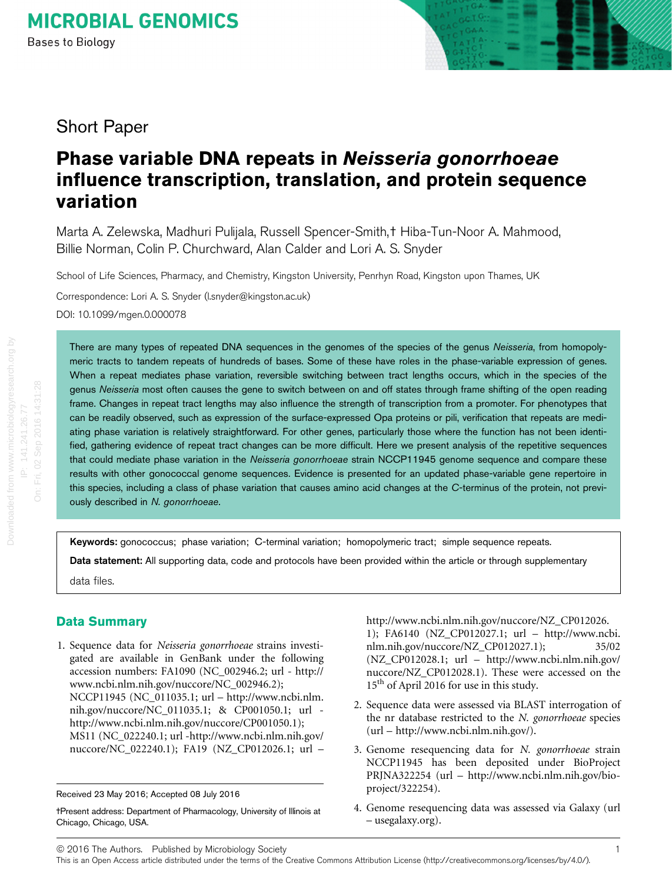MICROBIAL GENOMICS

Bases to Biology

Short Paper

# Phase variable DNA repeats in *Neisseria gonorrhoeae* influence transcription, translation, and protein sequence variation

Marta A. Zelewska, Madhuri Pulijala, Russell Spencer-Smith,† Hiba-Tun-Noor A. Mahmood, Billie Norman, Colin P. Churchward, Alan Calder and Lori A. S. Snyder

School of Life Sciences, Pharmacy, and Chemistry, Kingston University, Penrhyn Road, Kingston upon Thames, UK

Correspondence: Lori A. S. Snyder (l.snyder@kingston.ac.uk)

DOI: 10.1099/mgen.0.000078

There are many types of repeated DNA sequences in the genomes of the species of the genus *Neisseria*, from homopolymeric tracts to tandem repeats of hundreds of bases. Some of these have roles in the phase-variable expression of genes. When a repeat mediates phase variation, reversible switching between tract lengths occurs, which in the species of the genus *Neisseria* most often causes the gene to switch between on and off states through frame shifting of the open reading frame. Changes in repeat tract lengths may also influence the strength of transcription from a promoter. For phenotypes that can be readily observed, such as expression of the surface-expressed Opa proteins or pili, verification that repeats are mediating phase variation is relatively straightforward. For other genes, particularly those where the function has not been identified, gathering evidence of repeat tract changes can be more difficult. Here we present analysis of the repetitive sequences that could mediate phase variation in the *Neisseria gonorrhoeae* strain NCCP11945 genome sequence and compare these results with other gonococcal genome sequences. Evidence is presented for an updated phase-variable gene repertoire in this species, including a class of phase variation that causes amino acid changes at the *C*-terminus of the protein, not previously described in *N. gonorrhoeae*.

**Keywords:** gonococcus; phase variation; C-terminal variation; homopolymeric tract; simple sequence repeats.

**Data statement:** All supporting data, code and protocols have been provided within the article or through supplementary data files.

## Data Summary

1. Sequence data for *Neisseria gonorrhoeae* strains investigated are available in GenBank under the following accession numbers: FA1090 (NC_002946.2; url - http://www.ncbi.nlm.nih.gov/nuccore/NC_002946.2); NCCP11945 (NC_011035.1; url – http://www.ncbi.nlm.nih.gov/nuccore/NC_011035.1; & CP001050.1; url - http://www.ncbi.nlm.nih.gov/nuccore/CP001050.1); MS11 (NC_022240.1; url -http://www.ncbi.nlm.nih.gov/nuccore/NC_022240.1); FA19 (NZ_CP012026.1; url – http://www.ncbi.nlm.nih.gov/nuccore/NZ_CP012026.1); FA6140 (NZ_CP012027.1; url – http://www.ncbi.nlm.nih.gov/nuccore/NZ_CP012027.1); 35/02 (NZ_CP012028.1; url – http://www.ncbi.nlm.nih.gov/nuccore/NZ_CP012028.1). These were accessed on the 15th of April 2016 for use in this study.
2. Sequence data were assessed via BLAST interrogation of the nr database restricted to the *N. gonorrhoeae* species (url – http://www.ncbi.nlm.nih.gov/).
3. Genome resequencing data for *N. gonorrhoeae* strain NCCP11945 has been deposited under BioProject PRJNA322254 (url – http://www.ncbi.nlm.nih.gov/bioproject/322254).
4. Genome resequencing data was assessed via Galaxy (url – usegalaxy.org).

Received 23 May 2016; Accepted 08 July 2016

†Present address: Department of Pharmacology, University of Illinois at Chicago, Chicago, USA.

© 2016 The Authors. Published by Microbiology Society

This is an Open Access article distributed under the terms of the Creative Commons Attribution License (http://creativecommons.org/licenses/by/4.0/).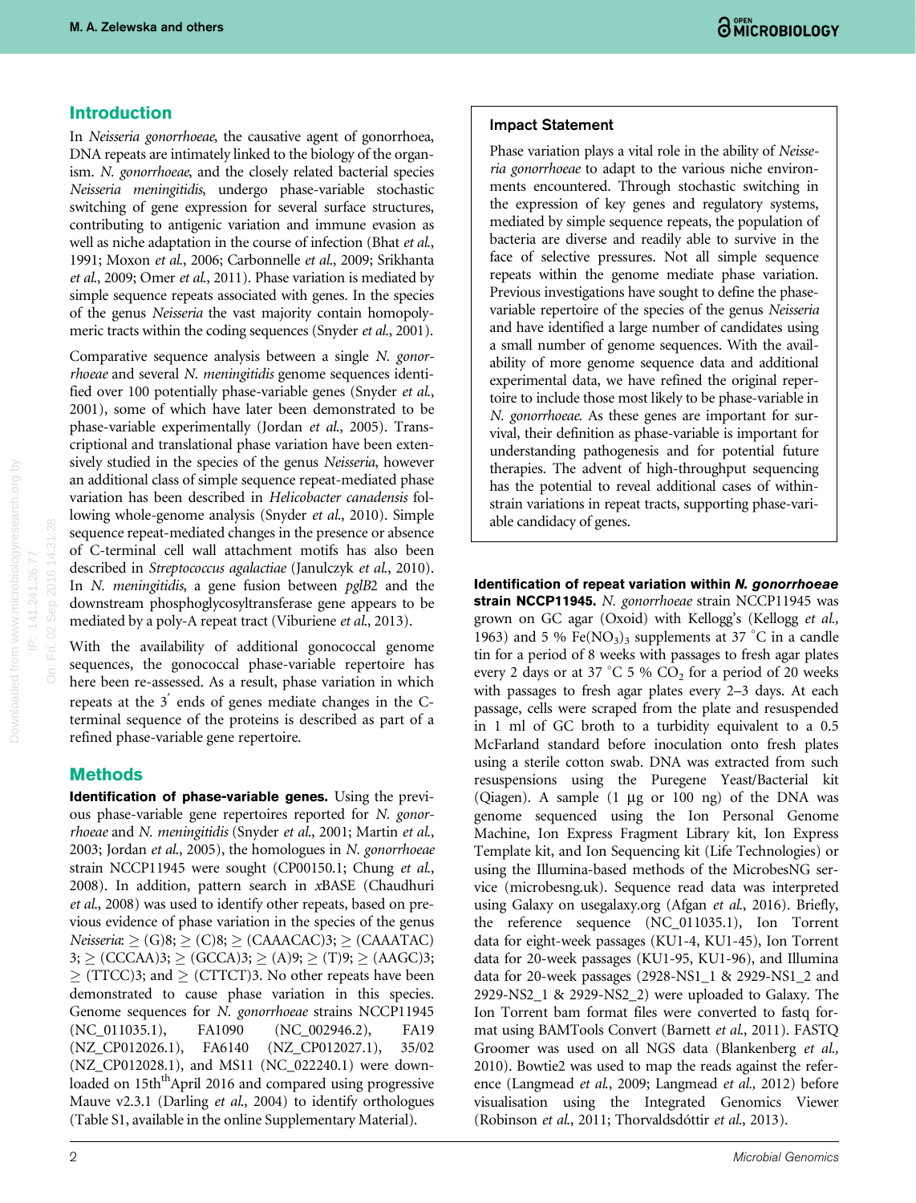## Introduction

In *Neisseria gonorrhoeae*, the causative agent of gonorrhoea, DNA repeats are intimately linked to the biology of the organism. *N. gonorrhoeae*, and the closely related bacterial species *Neisseria meningitidis*, undergo phase-variable stochastic switching of gene expression for several surface structures, contributing to antigenic variation and immune evasion as well as niche adaptation in the course of infection (Bhat *et al.*, 1991; Moxon *et al.*, 2006; Carbonnelle *et al.*, 2009; Srikhanta *et al.*, 2009; Omer *et al.*, 2011). Phase variation is mediated by simple sequence repeats associated with genes. In the species of the genus *Neisseria* the vast majority contain homopolymeric tracts within the coding sequences (Snyder *et al.*, 2001).

Comparative sequence analysis between a single *N. gonorrhoeae* and several *N. meningitidis* genome sequences identified over 100 potentially phase-variable genes (Snyder *et al.*, 2001), some of which have later been demonstrated to be phase-variable experimentally (Jordan *et al.*, 2005). Transcriptional and translational phase variation have been extensively studied in the species of the genus *Neisseria*, however an additional class of simple sequence repeat-mediated phase variation has been described in *Helicobacter canadensis* following whole-genome analysis (Snyder *et al.*, 2010). Simple sequence repeat-mediated changes in the presence or absence of C-terminal cell wall attachment motifs has also been described in *Streptococcus agalactiae* (Janulczyk *et al.*, 2010). In *N. meningitidis*, a gene fusion between *pglB2* and the downstream phosphoglycosyltransferase gene appears to be mediated by a poly-A repeat tract (Viburiene *et al.*, 2013).

With the availability of additional gonococcal genome sequences, the gonococcal phase-variable repertoire has here been re-assessed. As a result, phase variation in which repeats at the 3′ ends of genes mediate changes in the C-terminal sequence of the proteins is described as part of a refined phase-variable gene repertoire.

> **Impact Statement**
>
> Phase variation plays a vital role in the ability of *Neisseria gonorrhoeae* to adapt to the various niche environments encountered. Through stochastic switching in the expression of key genes and regulatory systems, mediated by simple sequence repeats, the population of bacteria are diverse and readily able to survive in the face of selective pressures. Not all simple sequence repeats within the genome mediate phase variation. Previous investigations have sought to define the phase-variable repertoire of the species of the genus *Neisseria* and have identified a large number of candidates using a small number of genome sequences. With the availability of more genome sequence data and additional experimental data, we have refined the original repertoire to include those most likely to be phase-variable in *N. gonorrhoeae*. As these genes are important for survival, their definition as phase-variable is important for understanding pathogenesis and for potential future therapies. The advent of high-throughput sequencing has the potential to reveal additional cases of within-strain variations in repeat tracts, supporting phase-variable candidacy of genes.

## Methods

**Identification of phase-variable genes.** Using the previous phase-variable gene repertoires reported for *N. gonorrhoeae* and *N. meningitidis* (Snyder *et al.*, 2001; Martin *et al.*, 2003; Jordan *et al.*, 2005), the homologues in *N. gonorrhoeae* strain NCCP11945 were sought (CP00150.1; Chung *et al.*, 2008). In addition, pattern search in *x*BASE (Chaudhuri *et al.*, 2008) was used to identify other repeats, based on previous evidence of phase variation in the species of the genus *Neisseria*: ≥ (G)8; ≥ (C)8; ≥ (CAAACAC)3; ≥ (CAAATAC)3; ≥ (CCCAA)3; ≥ (GCCA)3; ≥ (A)9; ≥ (T)9; ≥ (AAGC)3; ≥ (TTCC)3; and ≥ (CTTCT)3. No other repeats have been demonstrated to cause phase variation in this species. Genome sequences for *N. gonorrhoeae* strains NCCP11945 (NC_011035.1), FA1090 (NC_002946.2), FA19 (NZ_CP012026.1), FA6140 (NZ_CP012027.1), 35/02 (NZ_CP012028.1), and MS11 (NC_022240.1) were downloaded on 15th April 2016 and compared using progressive Mauve v2.3.1 (Darling *et al.*, 2004) to identify orthologues (Table S1, available in the online Supplementary Material).

**Identification of repeat variation within *N. gonorrhoeae* strain NCCP11945.** *N. gonorrhoeae* strain NCCP11945 was grown on GC agar (Oxoid) with Kellogg's (Kellogg *et al.*, 1963) and 5 % $Fe(NO_3)_3$ supplements at 37 °C in a candle tin for a period of 8 weeks with passages to fresh agar plates every 2 days or at 37 °C 5 % $CO_2$ for a period of 20 weeks with passages to fresh agar plates every 2–3 days. At each passage, cells were scraped from the plate and resuspended in 1 ml of GC broth to a turbidity equivalent to a 0.5 McFarland standard before inoculation onto fresh plates using a sterile cotton swab. DNA was extracted from such resuspensions using the Puregene Yeast/Bacterial kit (Qiagen). A sample (1 µg or 100 ng) of the DNA was genome sequenced using the Ion Personal Genome Machine, Ion Express Fragment Library kit, Ion Express Template kit, and Ion Sequencing kit (Life Technologies) or using the Illumina-based methods of the MicrobesNG service (microbesng.uk). Sequence read data was interpreted using Galaxy on usegalaxy.org (Afgan *et al.*, 2016). Briefly, the reference sequence (NC_011035.1), Ion Torrent data for eight-week passages (KU1-4, KU1-45), Ion Torrent data for 20-week passages (KU1-95, KU1-96), and Illumina data for 20-week passages (2928-NS1_1 & 2929-NS1_2 and 2929-NS2_1 & 2929-NS2_2) were uploaded to Galaxy. The Ion Torrent bam format files were converted to fastq format using BAMTools Convert (Barnett *et al.*, 2011). FASTQ Groomer was used on all NGS data (Blankenberg *et al.*, 2010). Bowtie2 was used to map the reads against the reference (Langmead *et al.*, 2009; Langmead *et al.*, 2012) before visualisation using the Integrated Genomics Viewer (Robinson *et al.*, 2011; Thorvaldsdóttir *et al.*, 2013).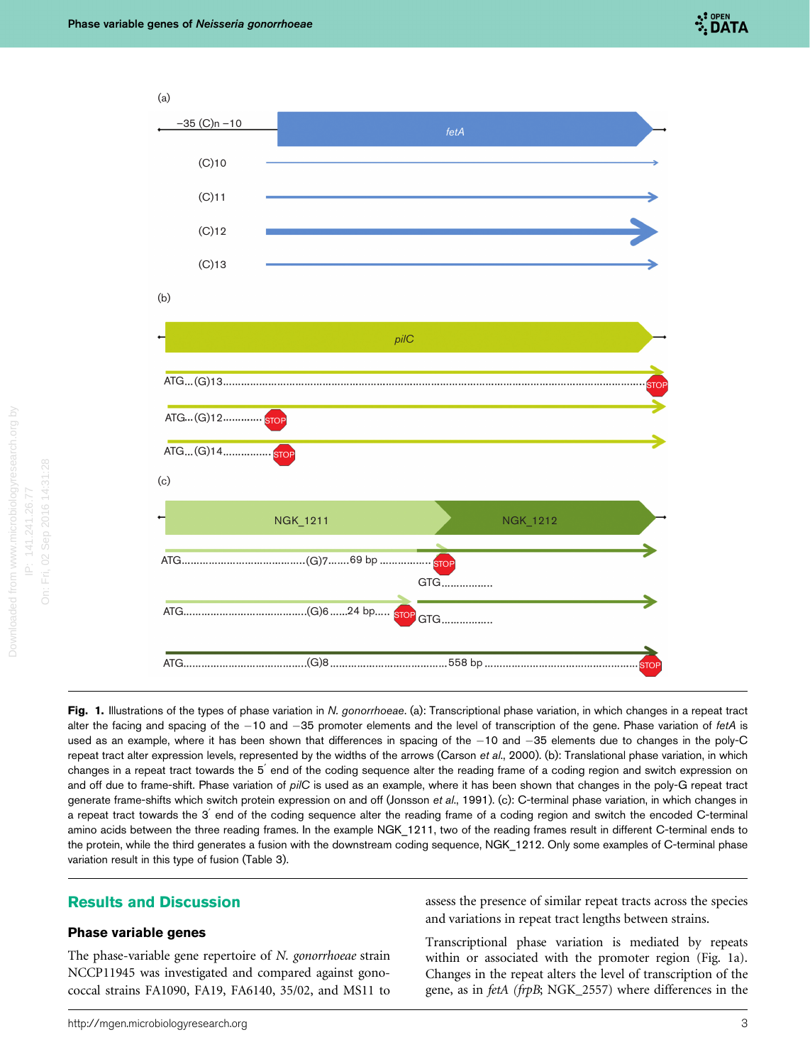Fig. 1. Illustrations of the types of phase variation in *N. gonorrhoeae*. (a): Transcriptional phase variation, in which changes in a repeat tract alter the facing and spacing of the −10 and −35 promoter elements and the level of transcription of the gene. Phase variation of *fetA* is used as an example, where it has been shown that differences in spacing of the −10 and −35 elements due to changes in the poly-C repeat tract alter expression levels, represented by the widths of the arrows (Carson *et al*., 2000). (b): Translational phase variation, in which changes in a repeat tract towards the 5′ end of the coding sequence alter the reading frame of a coding region and switch expression on and off due to frame-shift. Phase variation of *pilC* is used as an example, where it has been shown that changes in the poly-G repeat tract generate frame-shifts which switch protein expression on and off (Jonsson *et al*., 1991). (c): C-terminal phase variation, in which changes in a repeat tract towards the 3′ end of the coding sequence alter the reading frame of a coding region and switch the encoded C-terminal amino acids between the three reading frames. In the example NGK_1211, two of the reading frames result in different C-terminal ends to the protein, while the third generates a fusion with the downstream coding sequence, NGK_1212. Only some examples of C-terminal phase variation result in this type of fusion (Table 3).

## Results and Discussion

### Phase variable genes

The phase-variable gene repertoire of *N. gonorrhoeae* strain NCCP11945 was investigated and compared against gonococcal strains FA1090, FA19, FA6140, 35/02, and MS11 to assess the presence of similar repeat tracts across the species and variations in repeat tract lengths between strains.

Transcriptional phase variation is mediated by repeats within or associated with the promoter region (Fig. 1a). Changes in the repeat alters the level of transcription of the gene, as in *fetA* (*frpB*; NGK_2557) where differences in the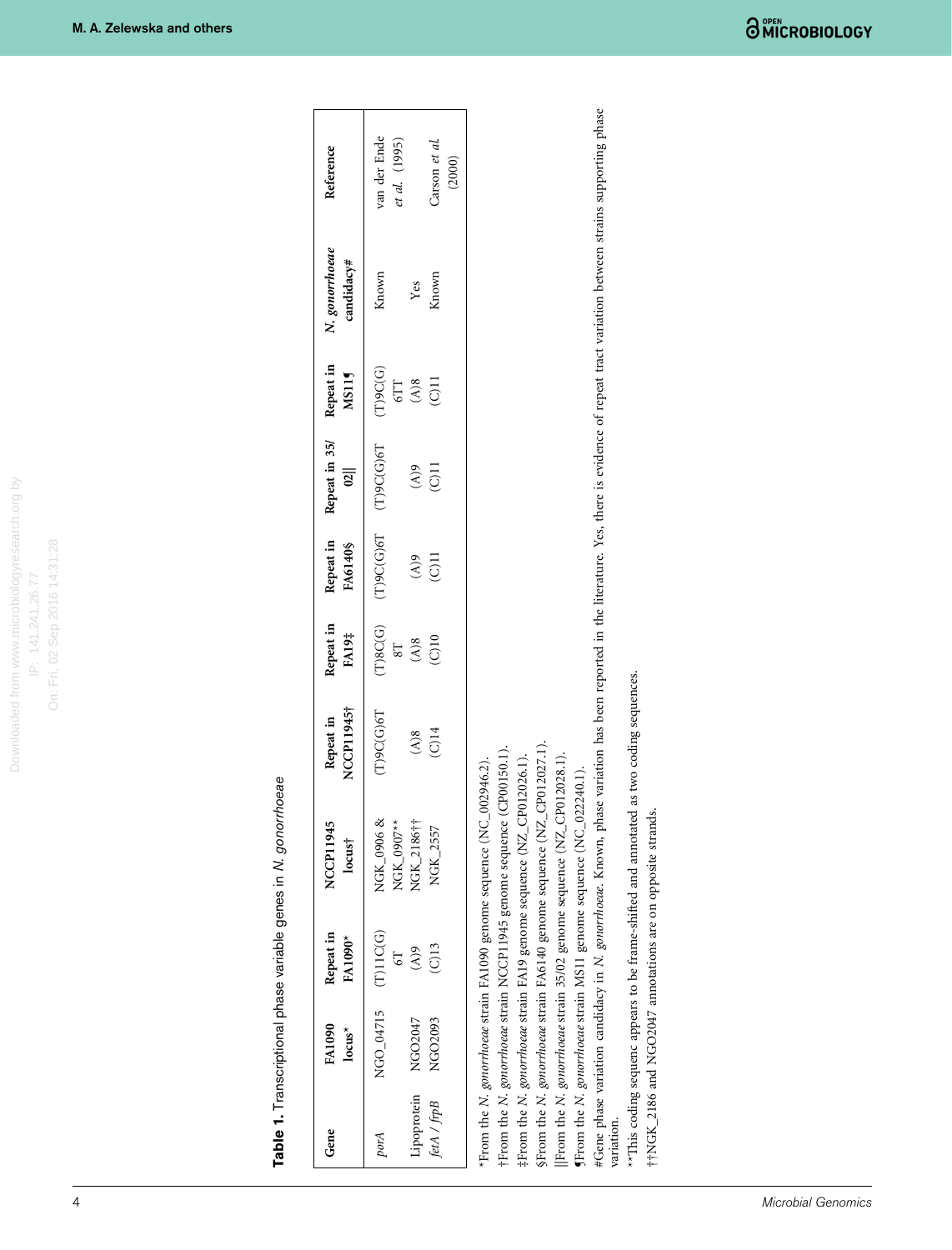**Table 1.** Transcriptional phase variable genes in *N. gonorrhoeae*

| Gene | FA1090 locus* | Repeat in FA1090* | NCCP11945 locus† | Repeat in NCCP11945† | Repeat in FA19‡ | Repeat in FA6140§ | Repeat in 35/02‖ | Repeat in MS11¶ | *N. gonorrhoeae* candidacy# | Reference |
|---|---|---|---|---|---|---|---|---|---|---|
| *porA* | NGO_04715 | (T)11C(G) 6T | NGK_0906 & NGK_0907** | (T)9C(G)6T | (T)8C(G) 8T | (T)9C(G)6T | (T)9C(G)6T | (T)9C(G) 6TT | Known | van der Ende *et al.* (1995) |
| Lipoprotein | NGO2047 | (A)9 | NGK_2186†† | (A)8 | (A)8 | (A)9 | (A)9 | (A)8 | Yes | |
| *fetA* / *frpB* | NGO2093 | (C)13 | NGK_2557 | (C)14 | (C)10 | (C)11 | (C)11 | (C)11 | Known | Carson *et al.* (2000) |

*From the *N. gonorrhoeae* strain FA1090 genome sequence (NC_002946.2).

†From the *N. gonorrhoeae* strain NCCP11945 genome sequence (CP00150.1).

‡From the *N. gonorrhoeae* strain FA19 genome sequence (NZ_CP012026.1).

§From the *N. gonorrhoeae* strain FA6140 genome sequence (NZ_CP012027.1).

‖From the *N. gonorrhoeae* strain 35/02 genome sequence (NZ_CP012028.1).

¶From the *N. gonorrhoeae* strain MS11 genome sequence (NC_022240.1).

#Gene phase variation candidacy in *N. gonorrhoeae*. Known, phase variation has been reported in the literature. Yes, there is evidence of repeat tract variation between strains supporting phase variation.

**This coding sequence appears to be frame-shifted and annotated as two coding sequences.

††NGK_2186 and NGO2047 annotations are on opposite strands.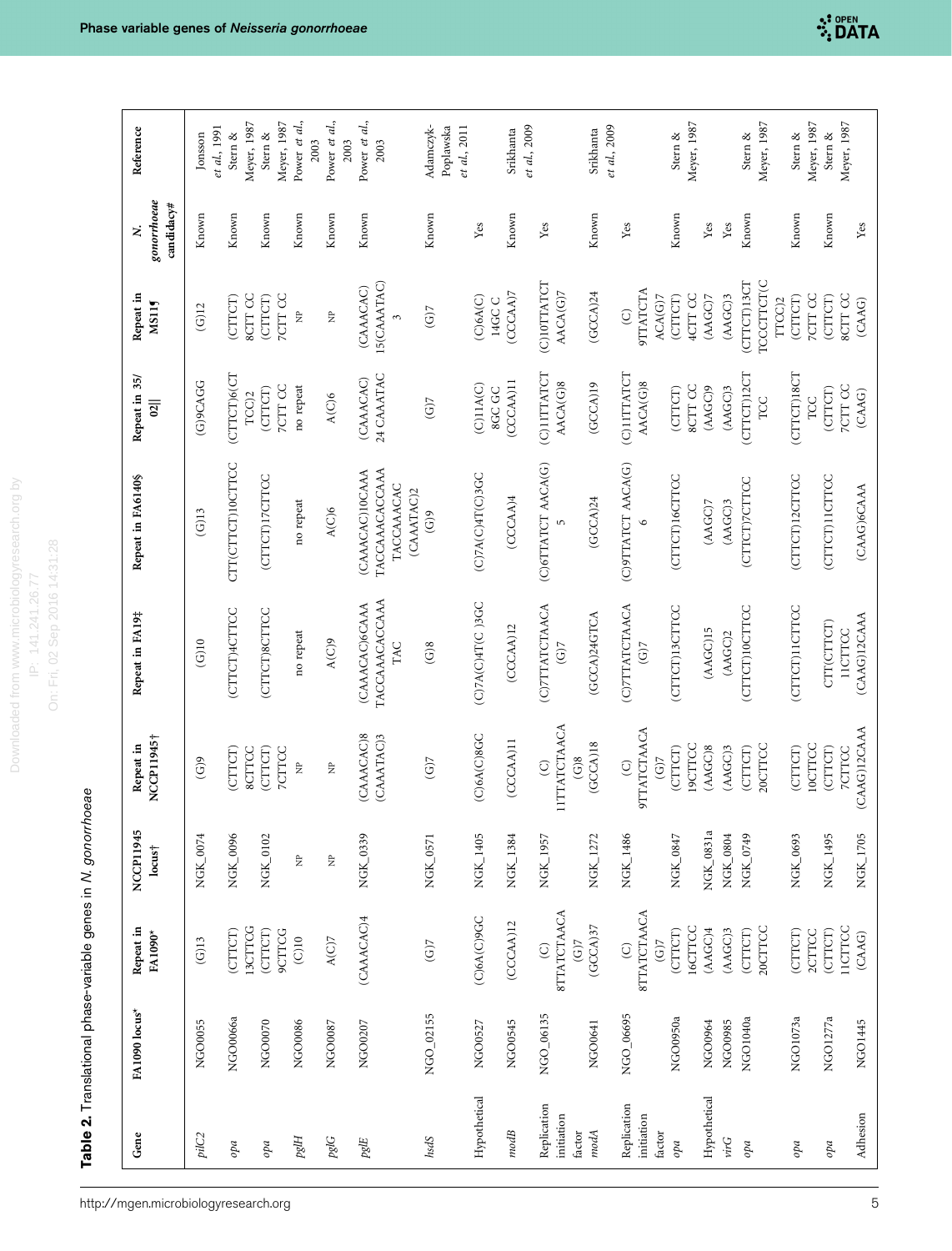**Table 2.** Translational phase-variable genes in *N. gonorrhoeae*

| Gene | FA1090 locus* | Repeat in FA1090* | NCCP11945 locus† | Repeat in NCCP11945† | Repeat in FA19‡ | Repeat in FA6140§ | Repeat in 35/02‖ | Repeat in MS11¶ | *N. gonorrhoeae* candidacy# | Reference |
|---|---|---|---|---|---|---|---|---|---|---|
| *pilC2* | NGO0055 | (G)13 | NGK_0074 | (G)9 | (G)10 | (G)13 | (G)9CAGG | (G)12 | Known | Jonsson *et al.*, 1991 |
| *opa* | NGO0066a | (CTTCT) 13CTTCG | NGK_0096 | (CTTCT) 8CTTCC | (CTTCT)4CTTCC | CTT(CTTCT)10CTTCC | (CTTCT)6(CT TCC)2 | (CTTCT) 8CTT CC | Known | Stern & Meyer, 1987 |
| *opa* | NGO0070 | (CTTCT) 9CTTCG | NGK_0102 | (CTTCT) 7CTTCC | (CTTCT)8CTTCC | (CTTCT)17CTTCC | (CTTCT) 7CTT CC | (CTTCT) 7CTT CC | Known | Stern & Meyer, 1987 |
| *pglH* | NGO0086 | (C)10 | NP | NP | no repeat | no repeat | no repeat | NP | Known | Power *et al.*, 2003 |
| *pglG* | NGO0087 | A(C)7 | NP | NP | A(C)9 | A(C)6 | A(C)6 | NP | Known | Power *et al.*, 2003 |
| *pglE* | NGO0207 | (CAAACAC)4 | NGK_0339 | (CAAACAC)8 (CAAATAC)3 | (CAAACAC)6CAAA TACCAAACACCAAA TAC | (CAAACAC)10CAAA TACCAAACACCAAA TACCAAACAC (CAAATAC)2 | (CAAACAC) 24 CAAATAC | (CAAACAC) 15(CAAATAC) 3 | Known | Power *et al.*, 2003 |
| *hsdS* | NGO_02155 | (G)7 | NGK_0571 | (G)7 | (G)8 | (G)9 | (G)7 | (G)7 | Known | Adamczyk-Poplawska *et al.*, 2011 |
| Hypothetical | NGO0527 | (C)6A(C)9GC | NGK_1405 | (C)6A(C)8GC | (C)7A(C)4T(C )3GC | (C)7A(C)4T(C)3GC | (C)11A(C) 8GC GC | (C)6A(C) 14GC C | Yes | |
| *modB* | NGO0545 | (CCCAA)12 | NGK_1384 | (CCCAA)11 | (CCCAA)12 | (CCCAA)4 | (CCCAA)11 | (CCCAA)7 | Known | Srikhanta *et al.*, 2009 |
| Replication initiation factor | NGO_06135 | (C) 8TTATCTAACA (G)7 | NGK_1957 | (C) 11TTATCTAACA (G)8 | (C)7TTATCTAACA (G)7 | (C)6TTATCT AACA(G) 5 | (C)11TTATCT AACA(G)8 | (C)10TTATCT AACA(G)7 | Yes | |
| *modA* | NGO0641 | (GCCA)37 | NGK_1272 | (GCCA)18 | (GCCA)24GTCA | (GCCA)24 | (GCCA)19 | (GCCA)24 | Known | Srikhanta *et al.*, 2009 |
| Replication initiation factor | NGO_06695 | (C) 8TTATCTAACA (G)7 | NGK_1486 | (C) 9TTATCTAACA (G)7 | (C)7TTATCTAACA (G)7 | (C)9TTATCT AACA(G) 6 | (C)11TTATCT AACA(G)8 | (C) 9TTATCTA ACA(G)7 | Yes | |
| *opa* | NGO0950a | (CTTCT) 16CTTCC | NGK_0847 | (CTTCT) 19CTTCC | (CTTCT)13CTTCC | (CTTCT)16CTTCC | (CTTCT) 8CTT CC | (CTTCT) 4CTT CC | Known | Stern & Meyer, 1987 |
| Hypothetical | NGO0964 | (AAGC)4 | NGK_0831a | (AAGC)8 | (AAGC)15 | (AAGC)7 | (AAGC)9 | (AAGC)7 | Yes | |
| *virG* | NGO0985 | (AAGC)3 | NGK_0804 | (AAGC)3 | (AAGC)2 | (AAGC)3 | (AAGC)3 | (AAGC)3 | Yes | |
| *opa* | NGO1040a | (CTTCT) 20CTTCC | NGK_0749 | (CTTCT) 20CTTCC | (CTTCT)10CTTCC | (CTTCT)7CTTCC | (CTTCT)12CT TCC | (CTTCT)13CT TCCCTTCT(C TTCC)2 | Known | Stern & Meyer, 1987 |
| *opa* | NGO1073a | (CTTCT) 2CTTCC | NGK_0693 | (CTTCT) 10CTTCC | (CTTCT)11CTTCC | (CTTCT)12CTTCC | (CTTCT)18CT TCC | (CTTCT) 7CTT CC | Known | Stern & Meyer, 1987 |
| *opa* | NGO1277a | (CTTCT) 11CTTCC | NGK_1495 | (CTTCT) 7CTTCC | CTT(CTTCT) 11CTTCC | (CTTCT)11CTTCC | (CTTCT) 7CTT CC | (CTTCT) 8CTT CC | Known | Stern & Meyer, 1987 |
| Adhesion | NGO1445 | (CAAG) | NGK_1705 | (CAAG)12CAAA | (CAAG)12CAAA | (CAAG)6CAAA | (CAAG) | (CAAG) | Yes | |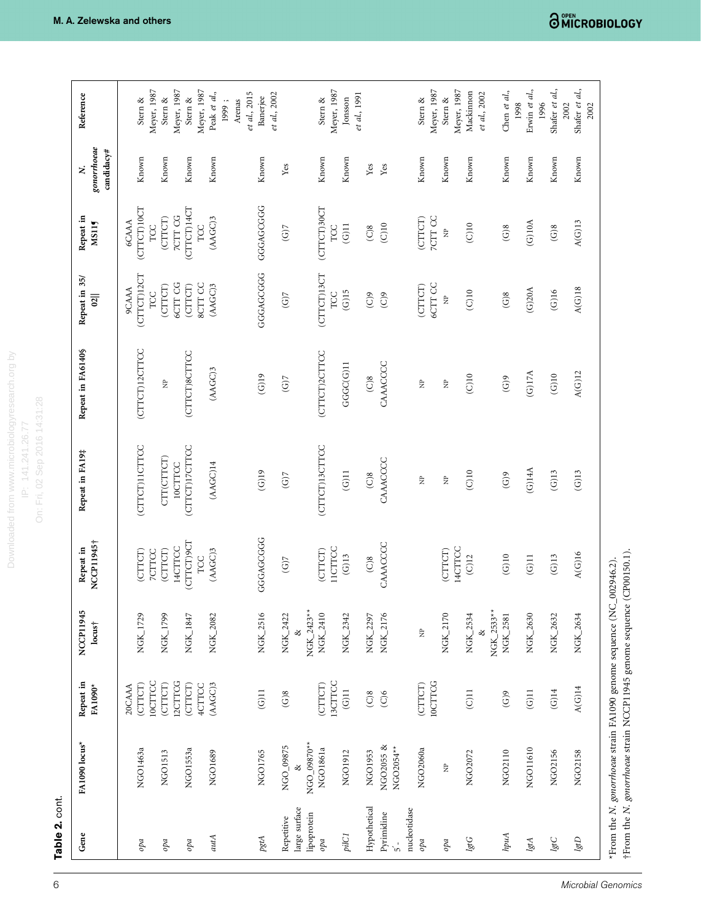**Table 2.** cont.

| Gene | FA1090 locus* | Repeat in FA1090* | NCCP11945 locus† | Repeat in NCCP11945† | Repeat in FA19‡ | Repeat in FA6140§ | Repeat in 35/02‖ | Repeat in MS11¶ | *N. gonorrhoeae* candidacy# | Reference |
|---|---|---|---|---|---|---|---|---|---|---|
| *opa* | NGO1463a | 20CAAA (CTTCT) 10CTTCC | NGK_1729 | (CTTCT) 7CTTCC | (CTTCT)11CTTCC | (CTTCT) 12CTTCC | 9CAAA (CTTCT)12CT TCC | 6CAAA (CTTCT)10CT TCC | Known | Stern & Meyer, 1987 |
| *opa* | NGO1513 | (CTTCT) 12CTTCG | NGK_1799 | (CTTCT) 14CTTCC | CTT(CTTCT) 10CTTCC | NP | (CTTCT) 6CTT CG | (CTTCT) 7CTT CG | Known | Stern & Meyer, 1987 |
| *opa* | NGO1553a | (CTTCT) 4CTTCC | NGK_1847 | (CTTCT)9CT TCC | (CTTCT)17CTTCC | (CTTCT)8CTTCC | (CTTCT) 8CTT CC | (CTTCT)14CT TCC | Known | Stern & Meyer, 1987 |
| *autA* | NGO1689 | (AAGC)3 | NGK_2082 | (AAGC)3 | (AAGC)14 | (AAGC)3 | (AAGC)3 | (AAGC)3 | Known | Peak *et al.*, 1999 ; Arenas *et al.*, 2015 |
| *pgtA* | NGO1765 | (G)11 | NGK_2516 | GGGAGCGGG | (G)19 | (G)19 | GGGAGCGGG | GGGAGCGGG | Known | Banerjee *et al.*, 2002 |
| Repetitive large surface lipoprotein | NGO_09875 & NGO_09870** | (G)8 | NGK_2422 & NGK_2423** | (G)7 | (G)7 | (G)7 | (G)7 | (G)7 | Yes | |
| *opa* | NGO1861a | (CTTCT) 13CTTCC | NGK_2410 | (CTTCT) 11CTTCC | (CTTCT)13CTTCC | (CTTCT)2CTTCC | (CTTCT)13CT TCC | (CTTCT)30CT TCC | Known | Stern & Meyer, 1987 |
| *pilC1* | NGO1912 | (G)11 | NGK_2342 | (G)13 | (G)11 | GGGC(G)11 | (G)15 | (G)11 | Known | Jonsson *et al.*, 1991 |
| Hypothetical | NGO1953 | (C)8 | NGK_2297 | (C)8 | (C)8 | (C)8 | (C)9 | (C)8 | Yes | |
| Pyrimidine 5′-nucleotidase | NGO2055 & NGO2054** | (C)6 | NGK_2176 | CAAACCCC | CAAACCCC | CAAACCCC | (C)9 | (C)10 | Yes | |
| *opa* | NGO2060a | (CTTCT) 10CTTCG | NP | | NP | NP | (CTTCT) 6CTT CC | (CTTCT) 7CTT CC | Known | Stern & Meyer, 1987 |
| *opa* | NP | | NGK_2170 | (CTTCT) 14CTTCC | NP | NP | NP | NP | Known | Stern & Meyer, 1987 |
| *lgtG* | NGO2072 | (C)11 | NGK_2534 & NGK_2533** | (C)12 | (C)10 | (C)10 | (C)10 | (C)10 | Known | Mackinnon *et al.*, 2002 |
| *hpuA* | NGO2110 | (G)9 | NGK_2581 | (G)10 | (G)9 | (G)9 | (G)8 | (G)8 | Known | Chen *et al.*, 1998 |
| *lgtA* | NGO11610 | (G)11 | NGK_2630 | (G)11 | (G)14A | (G)17A | (G)20A | (G)10A | Known | Erwin *et al.*, 1996 |
| *lgtC* | NGO2156 | (G)14 | NGK_2632 | (G)13 | (G)13 | (G)10 | (G)16 | (G)8 | Known | Shafer *et al.*, 2002 |
| *lgtD* | NGO2158 | A(G)14 | NGK_2634 | A(G)16 | (G)13 | A(G)12 | A(G)18 | A(G)13 | Known | Shafer *et al.*, 2002 |

*From the *N. gonorrhoeae* strain FA1090 genome sequence (NC_002946.2).
†From the *N. gonorrhoeae* strain NCCP11945 genome sequence (CP00150.1).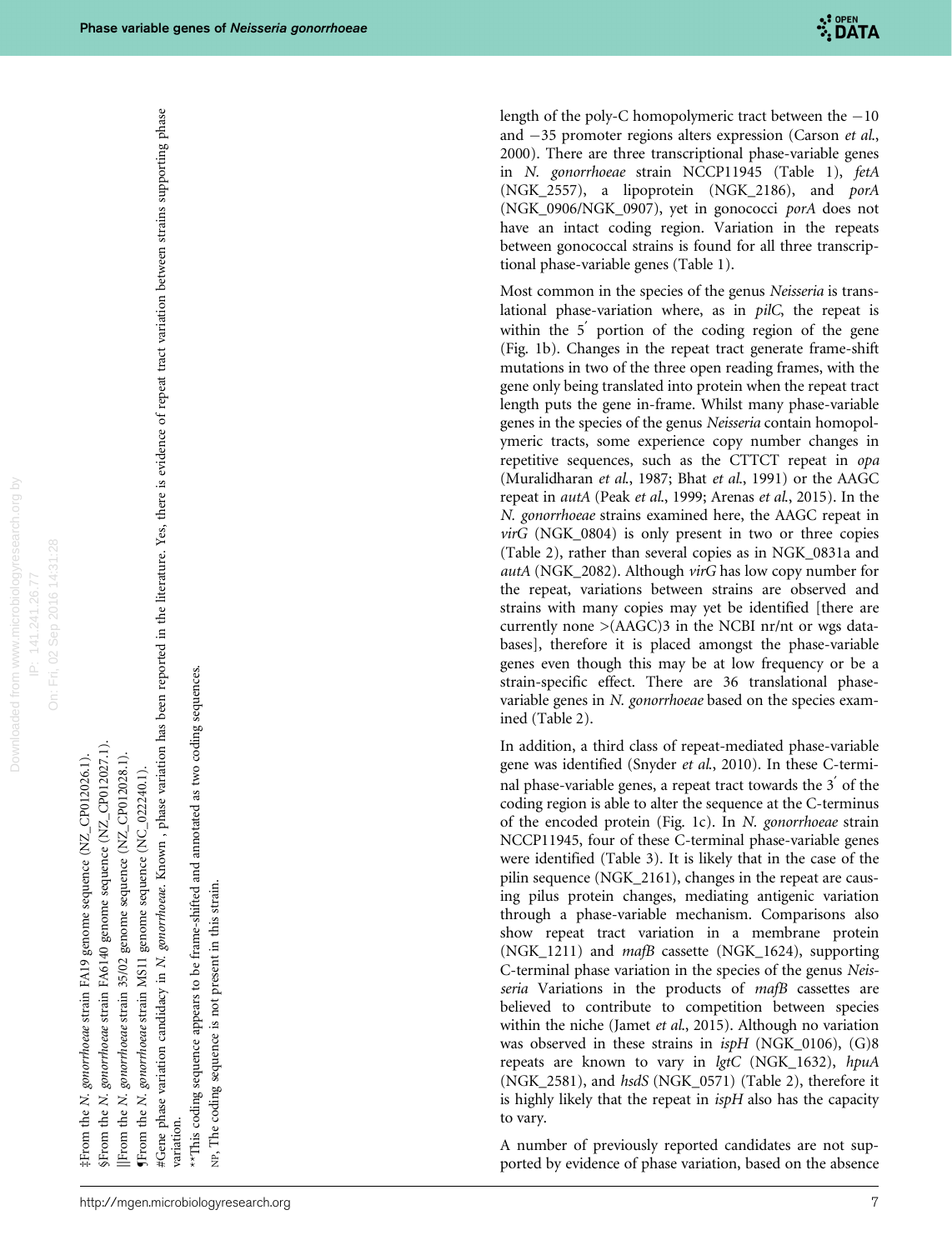‡From the *N. gonorrhoeae* strain FA19 genome sequence (NZ_CP012026.1).

§From the *N. gonorrhoeae* strain FA6140 genome sequence (NZ_CP012027.1).

||From the *N. gonorrhoeae* strain 35/02 genome sequence (NZ_CP012028.1).

¶From the *N. gonorrhoeae* strain MS11 genome sequence (NC_022240.1).

#Gene phase variation candidacy in *N. gonorrhoeae*. Known , phase variation has been reported in the literature. Yes, there is evidence of repeat tract variation between strains supporting phase variation.

**This coding sequence appears to be frame-shifted and annotated as two coding sequences.

NP, The coding sequence is not present in this strain.

length of the poly-C homopolymeric tract between the −10 and −35 promoter regions alters expression (Carson *et al.*, 2000). There are three transcriptional phase-variable genes in *N. gonorrhoeae* strain NCCP11945 (Table 1), *fetA* (NGK_2557), a lipoprotein (NGK_2186), and *porA* (NGK_0906/NGK_0907), yet in gonococci *porA* does not have an intact coding region. Variation in the repeats between gonococcal strains is found for all three transcriptional phase-variable genes (Table 1).

Most common in the species of the genus *Neisseria* is translational phase-variation where, as in *pilC*, the repeat is within the 5′ portion of the coding region of the gene (Fig. 1b). Changes in the repeat tract generate frame-shift mutations in two of the three open reading frames, with the gene only being translated into protein when the repeat tract length puts the gene in-frame. Whilst many phase-variable genes in the species of the genus *Neisseria* contain homopolymeric tracts, some experience copy number changes in repetitive sequences, such as the CTTCT repeat in *opa* (Muralidharan *et al.*, 1987; Bhat *et al.*, 1991) or the AAGC repeat in *autA* (Peak *et al.*, 1999; Arenas *et al.*, 2015). In the *N. gonorrhoeae* strains examined here, the AAGC repeat in *virG* (NGK_0804) is only present in two or three copies (Table 2), rather than several copies as in NGK_0831a and *autA* (NGK_2082). Although *virG* has low copy number for the repeat, variations between strains are observed and strains with many copies may yet be identified [there are currently none >(AAGC)3 in the NCBI nr/nt or wgs databases], therefore it is placed amongst the phase-variable genes even though this may be at low frequency or be a strain-specific effect. There are 36 translational phase-variable genes in *N. gonorrhoeae* based on the species examined (Table 2).

In addition, a third class of repeat-mediated phase-variable gene was identified (Snyder *et al.*, 2010). In these C-terminal phase-variable genes, a repeat tract towards the 3′ of the coding region is able to alter the sequence at the C-terminus of the encoded protein (Fig. 1c). In *N. gonorrhoeae* strain NCCP11945, four of these C-terminal phase-variable genes were identified (Table 3). It is likely that in the case of the pilin sequence (NGK_2161), changes in the repeat are causing pilus protein changes, mediating antigenic variation through a phase-variable mechanism. Comparisons also show repeat tract variation in a membrane protein (NGK_1211) and *mafB* cassette (NGK_1624), supporting C-terminal phase variation in the species of the genus *Neisseria* Variations in the products of *mafB* cassettes are believed to contribute to competition between species within the niche (Jamet *et al.*, 2015). Although no variation was observed in these strains in *ispH* (NGK_0106), (G)8 repeats are known to vary in *lgtC* (NGK_1632), *hpuA* (NGK_2581), and *hsdS* (NGK_0571) (Table 2), therefore it is highly likely that the repeat in *ispH* also has the capacity to vary.

A number of previously reported candidates are not supported by evidence of phase variation, based on the absence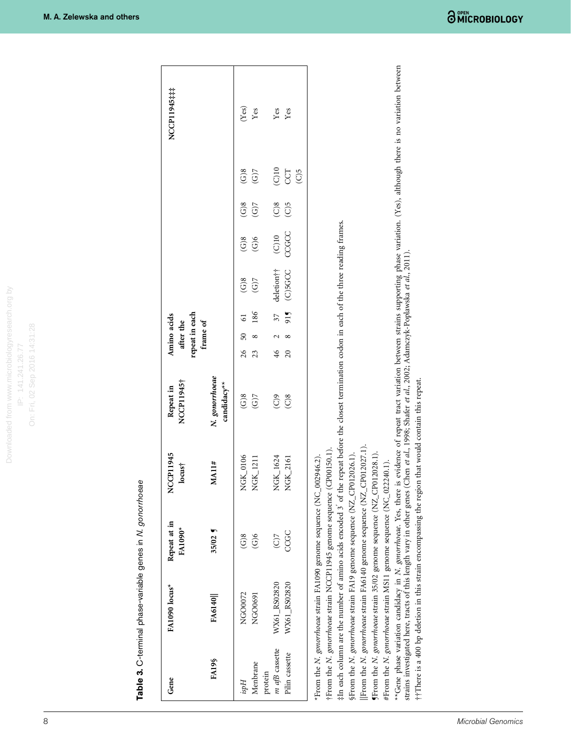**Table 3.** C-terminal phase-variable genes in *N. gonorrhoeae*

| Gene | FA1090 locus* | Repeat at in FA1090* | NCCP11945 locus† | Repeat in NCCP11945† | Amino acids after the repeat in each frame of | | | | | | | NCCP11945‡‡‡ |
|---|---|---|---|---|---|---|---|---|---|---|---|---|
| FA19§ | FA6140‖ | 35/02 ¶ | MA11# | *N. gonorrhoeae* candidacy** | | | | | | | | |
| *ispH* | NGO0072 | (G)8 | NGK_0106 | (G)8 | 26 | 50 | 61 | (G)8 | (G)8 | (G)8 | (G)8 | (Yes) |
| Menbrane protein | NGO0691 | (G)6 | NGK_1211 | (G)7 | 23 | 8 | 186 | (G)7 | (G)6 | (G)7 | (G)7 | Yes |
| *m afB* cassette | WX61_RS02820 | (C)7 | NGK_1624 | (C)9 | 46 | 2 | 37 | deletion†† | (C)10 | (C)8 | (C)10 | Yes |
| Pilin cassette | WX61_RS02820 | CCGC | NGK_2161 | (C)8 | 20 | 8 | 91¶ | (C)5GCC | CCGCC | (C)5 | CCT (C)5 | Yes |

*From the *N. gonorrhoeae* strain FA1090 genome sequence (NC_002946.2).

†From the *N. gonorrhoeae* strain NCCP11945 genome sequence (CP00150.1).

‡In each column are the number of amino acids encoded 3′ of the repeat before the closest termination codon in each of the three reading frames.

§From the *N. gonorrhoeae* strain FA19 genome sequence (NZ_CP012026.1).

‖From the *N. gonorrhoeae* strain FA6140 genome sequence (NZ_CP012027.1).

¶From the *N. gonorrhoeae* strain 35/02 genome sequence (NZ_CP012028.1).

#From the *N. gonorrhoeae* strain MS11 genome sequence (NC_022240.1).

**Gene phase variation candidacy in *N. gonorrhoeae*. Yes, there is evidence of repeat tract variation between strains supporting phase variation. (Yes), although there is no variation between strains investigated here, tracts of this length vary in other genes (Chen *et al.*, 1998; Shafer *et al.*, 2002; Adamczyk-Poplawska *et al.*, 2011).

††There is a 400 bp deletion in this strain encompassing the region that would contain this repeat.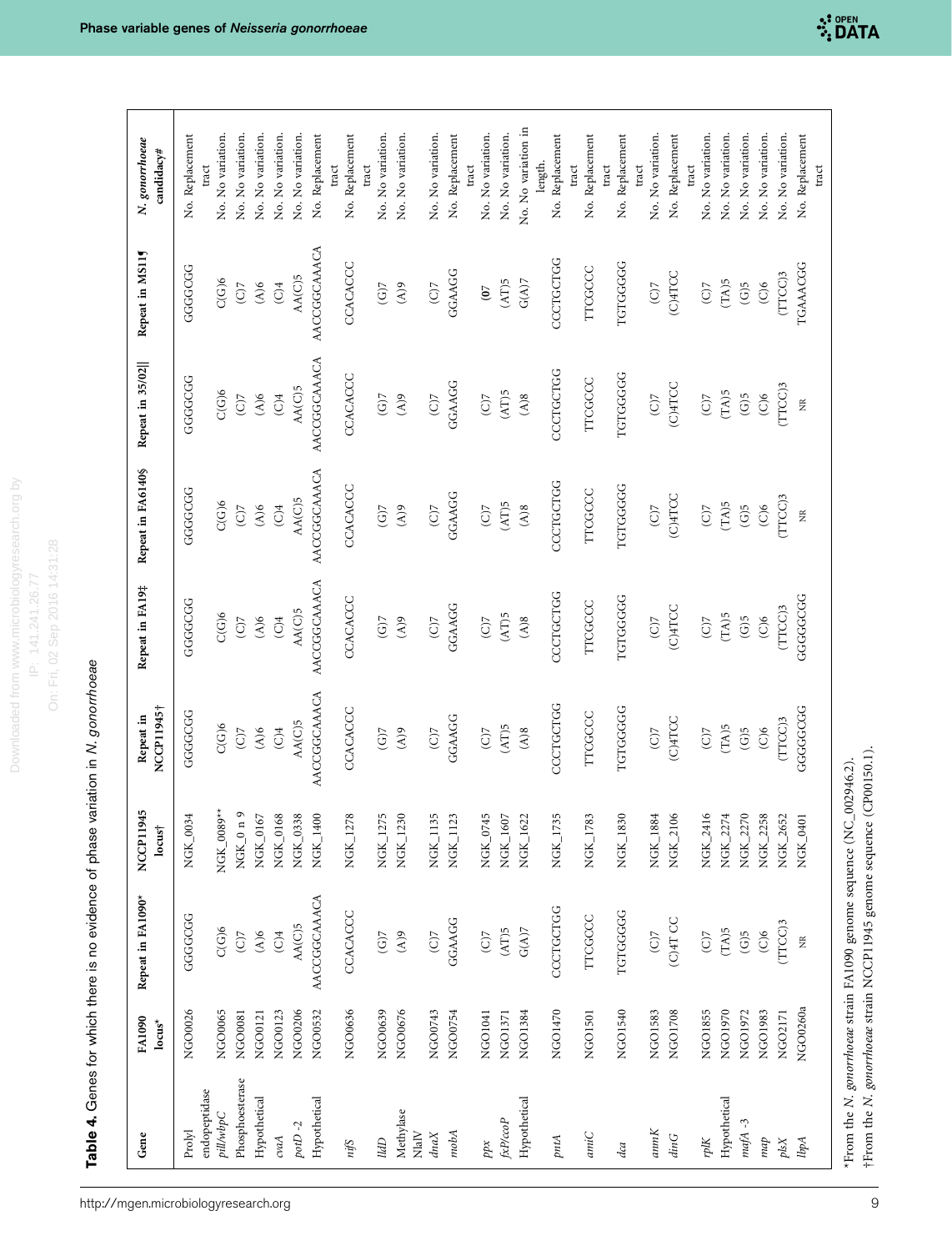**Table 4.** Genes for which there is no evidence of phase variation in *N. gonorrhoeae*

| Gene | FA1090 locus* | Repeat in FA1090* | NCCP11945 locus† | Repeat in NCCP11945† | Repeat in FA19‡ | Repeat in FA6140§ | Repeat in 35/02‖ | Repeat in MS11¶ | *N. gonorrhoeae* candidacy# |
|---|---|---|---|---|---|---|---|---|---|
| Prolyl endopeptidase | NGO0026 | GGGGCGG | NGK_0034 | GGGGCGG | GGGGCGG | GGGGCGG | GGGGCGG | GGGGCGG | No. Replacement tract |
| *pilJ/wbpC* | NGO0065 | C(G)6 | NGK_0089** | C(G)6 | C(G)6 | C(G)6 | C(G)6 | C(G)6 | No. No variation. |
| Phosphoesterase | NGO0081 | (C)7 | NGK_0 n 9 | (C)7 | (C)7 | (C)7 | (C)7 | (C)7 | No. No variation. |
| Hypothetical | NGO0121 | (A)6 | NGK_0167 | (A)6 | (A)6 | (A)6 | (A)6 | (A)6 | No. No variation. |
| *cvaA* | NGO0123 | (C)4 | NGK_0168 | (C)4 | (C)4 | (C)4 | (C)4 | (C)4 | No. No variation. |
| *potD* -2 | NGO0206 | AA(C)5 | NGK_0338 | AA(C)5 | AA(C)5 | AA(C)5 | AA(C)5 | AA(C)5 | No. No variation. |
| Hypothetical | NGO0532 | AACCGGCAAACA | NGK_1400 | AACCGGCAAACA | AACCGGCAAACA | AACCGGCAAACA | AACCGGCAAACA | AACCGGCAAACA | No. Replacement tract |
| *nifS* | NGO0636 | CCACACCC | NGK_1278 | CCACACCC | CCACACCC | CCACACCC | CCACACCC | CCACACCC | No. Replacement tract |
| *lldD* | NGO0639 | (G)7 | NGK_1275 | (G)7 | (G)7 | (G)7 | (G)7 | (G)7 | No. No variation. |
| Methylase NlaIV | NGO0676 | (A)9 | NGK_1230 | (A)9 | (A)9 | (A)9 | (A)9 | (A)9 | No. No variation. |
| *dnaX* | NGO0743 | (C)7 | NGK_1135 | (C)7 | (C)7 | (C)7 | (C)7 | (C)7 | No. No variation. |
| *mobA* | NGO0754 | GGAAGG | NGK_1123 | GGAAGG | GGAAGG | GGAAGG | GGAAGG | GGAAGG | No. Replacement tract |
| *ppx* | NGO1041 | (C)7 | NGK_0745 | (C)7 | (C)7 | (C)7 | (C)7 | (07 | No. No variation. |
| *fixP/ccoP* | NGO1371 | (AT)5 | NGK_1607 | (AT)5 | (AT)5 | (AT)5 | (AT)5 | (AT)5 | No. No variation. |
| Hypothetical | NGO1384 | G(A)7 | NGK_1622 | (A)8 | (A)8 | (A)8 | (A)8 | G(A)7 | No. No variation in length. |
| *pntA* | NGO1470 | CCCTGCTGG | NGK_1735 | CCCTGCTGG | CCCTGCTGG | CCCTGCTGG | CCCTGCTGG | CCCTGCTGG | No. Replacement tract |
| *amiC* | NGO1501 | TTCGCCC | NGK_1783 | TTCGCCC | TTCGCCC | TTCGCCC | TTCGCCC | TTCGCCC | No. Replacement tract |
| *dca* | NGO1540 | TGTGGGGG | NGK_1830 | TGTGGGGG | TGTGGGGG | TGTGGGGG | TGTGGGGG | TGTGGGGG | No. Replacement tract |
| *ammK* | NGO1583 | (C)7 | NGK_1884 | (C)7 | (C)7 | (C)7 | (C)7 | (C)7 | No. No variation. |
| *dinG* | NGO1708 | (C)4T CC | NGK_2106 | (C)4TCC | (C)4TCC | (C)4TCC | (C)4TCC | (C)4TCC | No. Replacement tract |
| *rplK* | NGO1855 | (C)7 | NGK_2416 | (C)7 | (C)7 | (C)7 | (C)7 | (C)7 | No. No variation. |
| Hypothetical | NGO1970 | (TA)5 | NGK_2274 | (TA)5 | (TA)5 | (TA)5 | (TA)5 | (TA)5 | No. No variation. |
| *mafA* -3 | NGO1972 | (G)5 | NGK_2270 | (G)5 | (G)5 | (G)5 | (G)5 | (G)5 | No. No variation. |
| *map* | NGO1983 | (C)6 | NGK_2258 | (C)6 | (C)6 | (C)6 | (C)6 | (C)6 | No. No variation. |
| *plsX* | NGO2171 | (TTCC)3 | NGK_2652 | (TTCC)3 | (TTCC)3 | (TTCC)3 | (TTCC)3 | (TTCC)3 | No. No variation. |
| *lbpA* | NGO0260a | NR | NGK_0401 | GGGGCGG | GGGGCGG | NR | NR | TGAAACGG | No. Replacement tract |

*From the *N. gonorrhoeae* strain FA1090 genome sequence (NC_002946.2).

†From the *N. gonorrhoeae* strain NCCP11945 genome sequence (CP00150.1).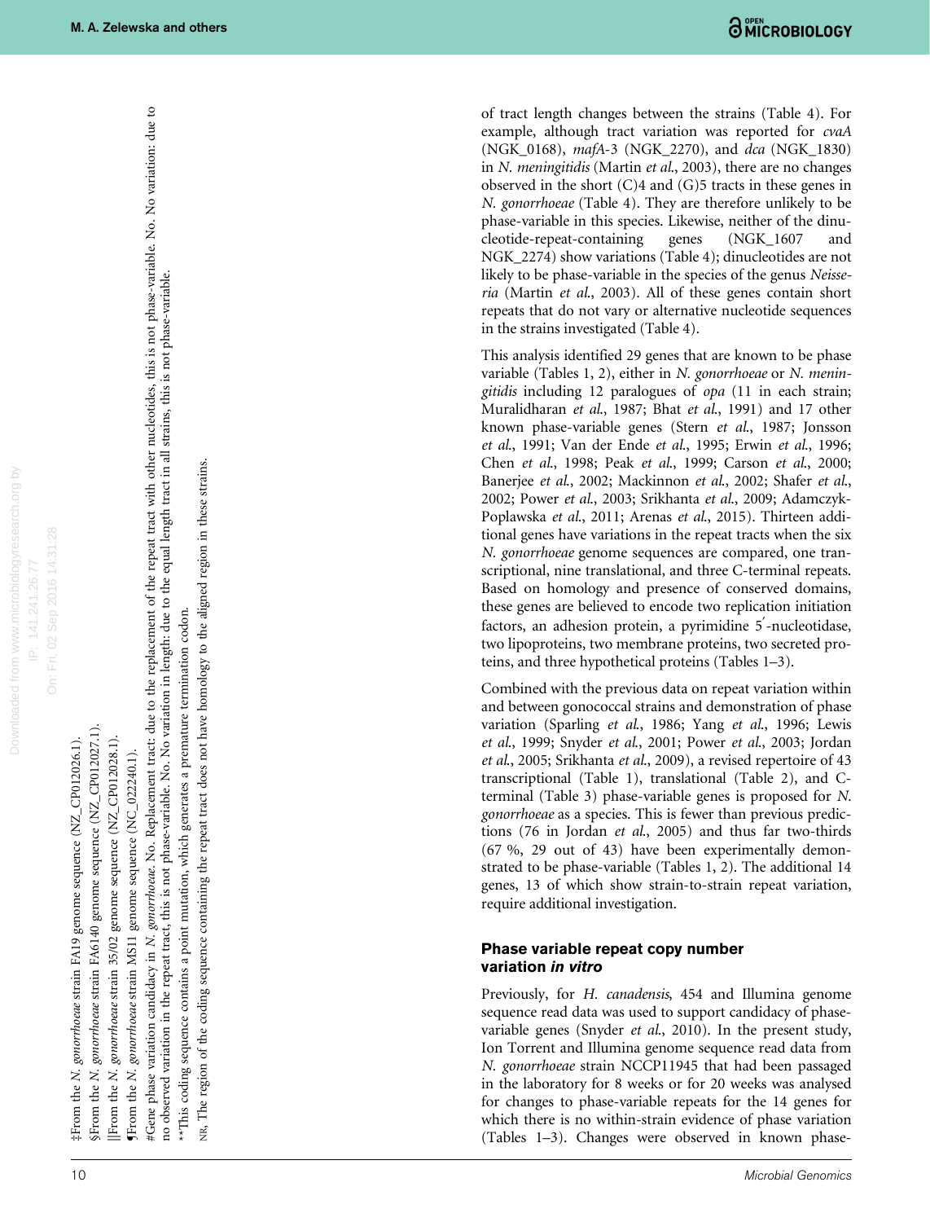‡From the *N. gonorrhoeae* strain FA19 genome sequence (NZ_CP012026.1).

§From the *N. gonorrhoeae* strain FA6140 genome sequence (NZ_CP012027.1).

||From the *N. gonorrhoeae* strain 35/02 genome sequence (NZ_CP012028.1).

¶From the *N. gonorrhoeae* strain MS11 genome sequence (NC_022240.1).

#Gene phase variation candidacy in *N. gonorrhoeae*. No. Replacement tract: due to the replacement of the repeat tract with other nucleotides, this is not phase-variable. No. No variation: due to no observed variation in the repeat tract, this is not phase-variable. No. No variation in length: due to the equal length tract in all strains, this is not phase-variable.

**This coding sequence contains a point mutation, which generates a premature termination codon.

NR, The region of the coding sequence containing the repeat tract does not have homology to the aligned region in these strains.

of tract length changes between the strains (Table 4). For example, although tract variation was reported for *cvaA* (NGK_0168), *mafA*-3 (NGK_2270), and *dca* (NGK_1830) in *N. meningitidis* (Martin *et al.*, 2003), there are no changes observed in the short (C)4 and (G)5 tracts in these genes in *N. gonorrhoeae* (Table 4). They are therefore unlikely to be phase-variable in this species. Likewise, neither of the dinucleotide-repeat-containing genes (NGK_1607 and NGK_2274) show variations (Table 4); dinucleotides are not likely to be phase-variable in the species of the genus *Neisseria* (Martin *et al.*, 2003). All of these genes contain short repeats that do not vary or alternative nucleotide sequences in the strains investigated (Table 4).

This analysis identified 29 genes that are known to be phase variable (Tables 1, 2), either in *N. gonorrhoeae* or *N. meningitidis* including 12 paralogues of *opa* (11 in each strain; Muralidharan *et al.*, 1987; Bhat *et al.*, 1991) and 17 other known phase-variable genes (Stern *et al.*, 1987; Jonsson *et al.*, 1991; Van der Ende *et al.*, 1995; Erwin *et al.*, 1996; Chen *et al.*, 1998; Peak *et al.*, 1999; Carson *et al.*, 2000; Banerjee *et al.*, 2002; Mackinnon *et al.*, 2002; Shafer *et al.*, 2002; Power *et al.*, 2003; Srikhanta *et al.*, 2009; Adamczyk-Poplawska *et al.*, 2011; Arenas *et al.*, 2015). Thirteen additional genes have variations in the repeat tracts when the six *N. gonorrhoeae* genome sequences are compared, one transcriptional, nine translational, and three C-terminal repeats. Based on homology and presence of conserved domains, these genes are believed to encode two replication initiation factors, an adhesion protein, a pyrimidine 5′-nucleotidase, two lipoproteins, two membrane proteins, two secreted proteins, and three hypothetical proteins (Tables 1–3).

Combined with the previous data on repeat variation within and between gonococcal strains and demonstration of phase variation (Sparling *et al.*, 1986; Yang *et al.*, 1996; Lewis *et al.*, 1999; Snyder *et al.*, 2001; Power *et al.*, 2003; Jordan *et al.*, 2005; Srikhanta *et al.*, 2009), a revised repertoire of 43 transcriptional (Table 1), translational (Table 2), and C-terminal (Table 3) phase-variable genes is proposed for *N. gonorrhoeae* as a species. This is fewer than previous predictions (76 in Jordan *et al.*, 2005) and thus far two-thirds (67 %, 29 out of 43) have been experimentally demonstrated to be phase-variable (Tables 1, 2). The additional 14 genes, 13 of which show strain-to-strain repeat variation, require additional investigation.

### Phase variable repeat copy number variation *in vitro*

Previously, for *H. canadensis*, 454 and Illumina genome sequence read data was used to support candidacy of phase-variable genes (Snyder *et al.*, 2010). In the present study, Ion Torrent and Illumina genome sequence read data from *N. gonorrhoeae* strain NCCP11945 that had been passaged in the laboratory for 8 weeks or for 20 weeks was analysed for changes to phase-variable repeats for the 14 genes for which there is no within-strain evidence of phase variation (Tables 1–3). Changes were observed in known phase-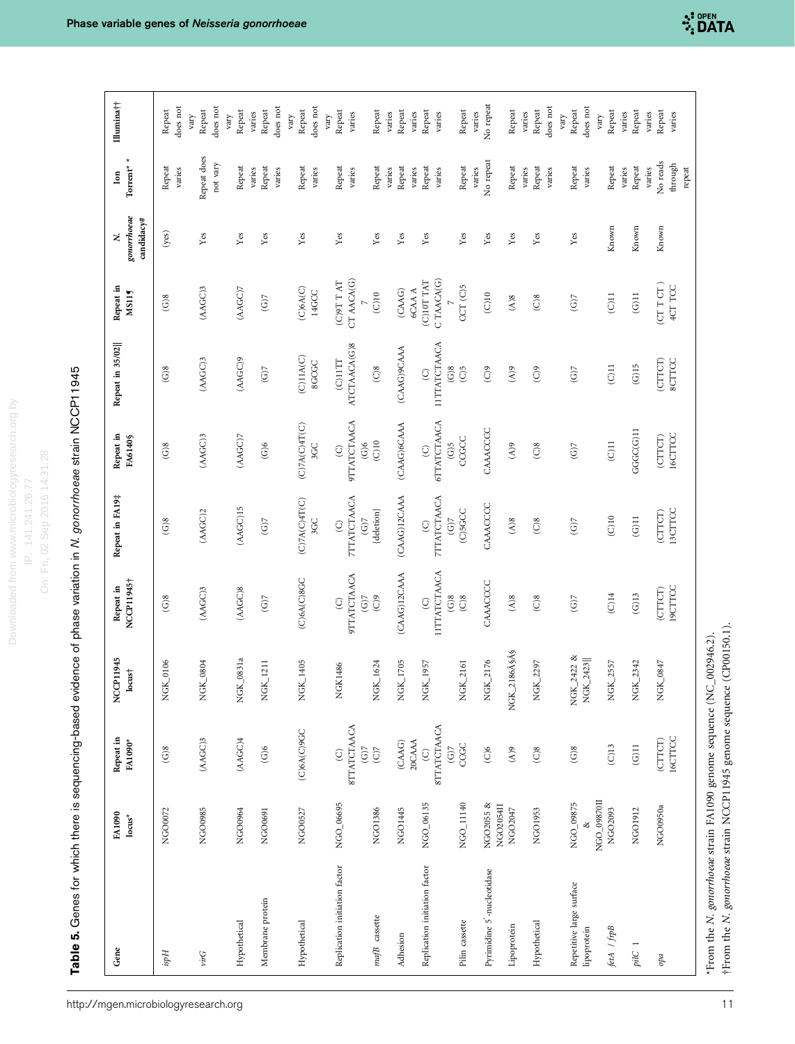**Table 5.** Genes for which there is sequencing-based evidence of phase variation in *N. gonorrhoeae* strain NCCP11945

| Gene | FA1090 locus* | Repeat in FA1090* | NCCP11945 locus† | Repeat in NCCP11945† | Repeat in FA19‡ | Repeat in FA6140§ | Repeat in 35/02‖ | Repeat in MS11¶ | *N. gonorrhoeae* candidacy# | Ion Torrent** | Illumina†† |
|---|---|---|---|---|---|---|---|---|---|---|---|
| *ispH* | NGO0072 | (G)8 | NGK_0106 | (G)8 | (G)8 | (G)8 | (G)8 | (G)8 | (yes) | Repeat varies | Repeat does not vary |
| *virG* | NGO0985 | (AAGC)3 | NGK_0804 | (AAGC)3 | (AAGC)2 | (AAGC)3 | (AAGC)3 | (AAGC)3 | Yes | Repeat does not vary | Repeat does not vary |
| Hypothetical | NGO0964 | (AAGC)4 | NGK_0831a | (AAGC)8 | (AAGC)15 | (AAGC)7 | (AAGC)9 | (AAGC)7 | Yes | Repeat varies | Repeat varies |
| Membrane protein | NGO0691 | (G)6 | NGK_1211 | (G)7 | (G)7 | (G)6 | (G)7 | (G)7 | Yes | Repeat varies | Repeat does not vary |
| Hypothetical | NGO0527 | (C)6A(C)9GC | NGK_1405 | (C)6A(C)8GC | (C)7A(C)4T(C) 3GC | (C)7A(C)4T(C) 3GC | (C)11A(C) 8GCGC | (C)6A(C) 14GCC | Yes | Repeat varies | Repeat does not vary |
| Replication initiation factor | NGO_06695 | (C) 8TTATCTAACA (G)7 | NGK1486 | (C) 9TTATCTAACA (G)7 | (C) 7TTATCTAACA (G)7 | (C) 9TTATCTAACA (G)6 | (C)11TT ATCTAACA(G)8 | (C)9T T AT CT AACA(G) 7 | Yes | Repeat varies | Repeat varies |
| *mafB* cassette | NGO1386 | (C)7 | NGK_1624 | (C)9 | [deletion] | (C)10 | (C)8 | (C)10 | Yes | Repeat varies | Repeat varies |
| Adhesion | NGO1445 | (CAAG) 20CAAA | NGK_1705 | (CAAG)12CAAA | (CAAG)12CAAA | (CAAG)6CAAA | (CAAG)9CAAA | (CAAG) 6CAA A | Yes | Repeat varies | Repeat varies |
| Replication initiation factor | NGO_06135 | (C) 8TTATCTAACA (G)7 | NGK_1957 | (C) 11TTATCTAACA (G)8 | (C) 7TTATCTAACA (G)7 | (C) 6TTATCTAACA (G)5 | (C) 11TTATCTAACA (G)8 | (C)10T TAT C TAACA(G) 7 | Yes | Repeat varies | Repeat varies |
| Pilin cassette | NGO_11140 | CCGC | NGK_2161 | (C)8 | (C)5GCC | CCGC | (C)5 | CCT (C)5 | Yes | Repeat varies | Repeat varies |
| Pyrimidine 5′-nucleotidase | NGO2055 & NGO2054‖ | (C)6 | NGK_2176 | CAAACCCC | CAAACCCC | CAAACCCC | (C)9 | (C)10 | Yes | No repeat | No repeat |
| Lipoprotein | NGO2047 | (A)9 | NGK_2186Â§Â§ | (A)8 | (A)8 | (A)9 | (A)9 | (A)8 | Yes | Repeat varies | Repeat varies |
| Hypothetical | NGO1953 | (C)8 | NGK_2297 | (C)8 | (C)8 | (C)8 | (C)9 | (C)8 | Yes | Repeat varies | Repeat does not vary |
| Repetitive large surface lipoprotein | NGO_09875 & NGO_09870‖ | (G)8 | NGK_2422 & NGK_2423‖ | (G)7 | (G)7 | (G)7 | (G)7 | (G)7 | Yes | Repeat varies | Repeat does not vary |
| *fetA* / *frpB* | NGO2093 | (C)13 | NGK_2557 | (C)14 | (C)10 | (C)11 | (C)11 | (C)11 | Known | Repeat varies | Repeat varies |
| *pilC* 1 | NGO1912 | (G)11 | NGK_2342 | (G)13 | (G)11 | GGGC(G)11 | (G)15 | (G)11 | Known | Repeat varies | Repeat varies |
| *opa* | NGO0950a | (CTTCT) 16CTTCC | NGK_0847 | (CTTCT) 19CTTCC | (CTTCT) 13CTTCC | (CTTCT) 16CTTCC | (CTTCT) 8CTTCC | (CT T CT ) 4CT TCC | Known | No reads through repeat | Repeat varies |

*From the *N. gonorrhoeae* strain FA1090 genome sequence (NC_002946.2).

†From the *N. gonorrhoeae* strain NCCP11945 genome sequence (CP00150.1).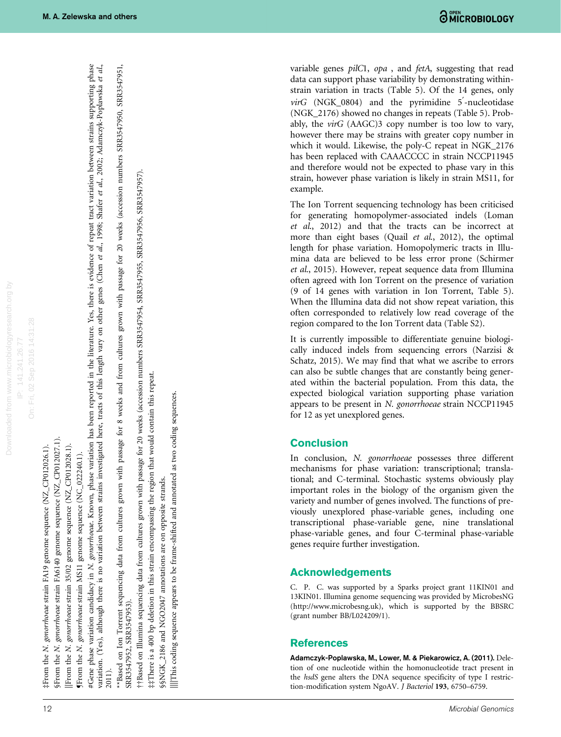‡From the *N. gonorrhoeae* strain FA19 genome sequence (NZ_CP012026.1).

§From the *N. gonorrhoeae* strain FA6140 genome sequence (NZ_CP012027.1).

‖From the *N. gonorrhoeae* strain 35/02 genome sequence (NZ_CP012028.1).

¶From the *N. gonorrhoeae* strain MS11 genome sequence (NC_022240.1).

#Gene phase variation candidacy in *N. gonorrhoeae*. Known, phase variation has been reported in the literature. Yes, there is evidence of repeat tract variation between strains supporting phase variation. (Yes), although there is no variation between strains investigated here, tracts of this length vary on other genes (Chen *et al.*, 1998; Shafer *et al.*, 2002; Adamczyk-Poplawska *et al.*, 2011).

**Based on Ion Torrent sequencing data from cultures grown with passage for 8 weeks and from cultures grown with passage for 20 weeks (accession numbers SRR3547950, SRR3547951, SRR3547952, SRR3547953).

††Based on Illumina sequencing data from cultures grown with passage for 20 weeks (accession numbers SRR3547954, SRR3547955, SRR3547956, SRR3547957).

‡‡There is a 400 bp deletion in this strain encompassing the region that would contain this repeat.

§§NGK_2186 and NGO2047 annotations are on opposite strands.

‖‖This coding sequence appears to be frame-shifted and annotated as two coding sequences.

variable genes *pilC*1, *opa* , and *fetA*, suggesting that read data can support phase variability by demonstrating within-strain variation in tracts (Table 5). Of the 14 genes, only *virG* (NGK_0804) and the pyrimidine 5′-nucleotidase (NGK_2176) showed no changes in repeats (Table 5). Probably, the *virG* (AAGC)3 copy number is too low to vary, however there may be strains with greater copy number in which it would. Likewise, the poly-C repeat in NGK_2176 has been replaced with CAAACCCC in strain NCCP11945 and therefore would not be expected to phase vary in this strain, however phase variation is likely in strain MS11, for example.

The Ion Torrent sequencing technology has been criticised for generating homopolymer-associated indels (Loman *et al.*, 2012) and that the tracts can be incorrect at more than eight bases (Quail *et al.*, 2012), the optimal length for phase variation. Homopolymeric tracts in Illumina data are believed to be less error prone (Schirmer *et al.*, 2015). However, repeat sequence data from Illumina often agreed with Ion Torrent on the presence of variation (9 of 14 genes with variation in Ion Torrent, Table 5). When the Illumina data did not show repeat variation, this often corresponded to relatively low read coverage of the region compared to the Ion Torrent data (Table S2).

It is currently impossible to differentiate genuine biologically induced indels from sequencing errors (Narzisi & Schatz, 2015). We may find that what we ascribe to errors can also be subtle changes that are constantly being generated within the bacterial population. From this data, the expected biological variation supporting phase variation appears to be present in *N. gonorrhoeae* strain NCCP11945 for 12 as yet unexplored genes.

## Conclusion

In conclusion, *N. gonorrhoeae* possesses three different mechanisms for phase variation: transcriptional; translational; and C-terminal. Stochastic systems obviously play important roles in the biology of the organism given the variety and number of genes involved. The functions of previously unexplored phase-variable genes, including one transcriptional phase-variable gene, nine translational phase-variable genes, and four C-terminal phase-variable genes require further investigation.

## Acknowledgements

C. P. C. was supported by a Sparks project grant 11KIN01 and 13KIN01. Illumina genome sequencing was provided by MicrobesNG (http://www.microbesng.uk), which is supported by the BBSRC (grant number BB/L024209/1).

## References

**Adamczyk-Poplawska, M., Lower, M. & Piekarowicz, A. (2011).** Deletion of one nucleotide within the homonucleotide tract present in the *hsdS* gene alters the DNA sequence specificity of type I restriction-modification system NgoAV. *J Bacteriol* **193**, 6750–6759.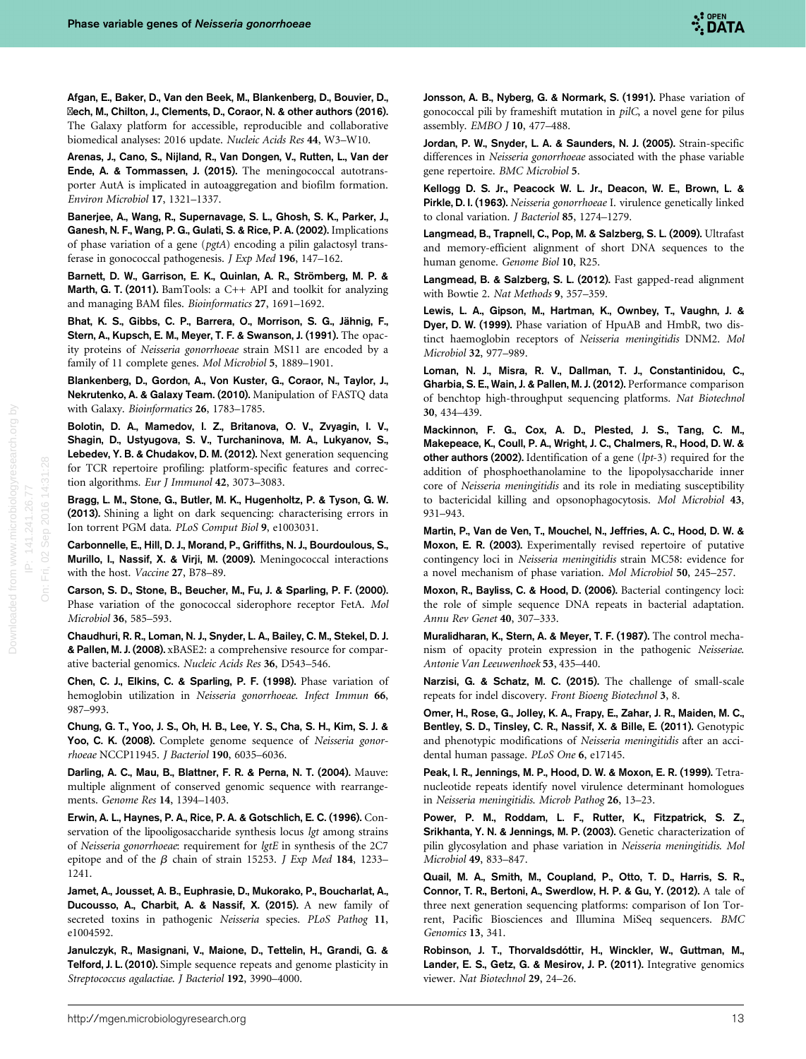**Afgan, E., Baker, D., Van den Beek, M., Blankenberg, D., Bouvier, D., Čech, M., Chilton, J., Clements, D., Coraor, N. & other authors (2016).** The Galaxy platform for accessible, reproducible and collaborative biomedical analyses: 2016 update. *Nucleic Acids Res* **44**, W3–W10.

**Arenas, J., Cano, S., Nijland, R., Van Dongen, V., Rutten, L., Van der Ende, A. & Tommassen, J. (2015).** The meningococcal autotransporter AutA is implicated in autoaggregation and biofilm formation. *Environ Microbiol* **17**, 1321–1337.

**Banerjee, A., Wang, R., Supernavage, S. L., Ghosh, S. K., Parker, J., Ganesh, N. F., Wang, P. G., Gulati, S. & Rice, P. A. (2002).** Implications of phase variation of a gene (*pgtA*) encoding a pilin galactosyl transferase in gonococcal pathogenesis. *J Exp Med* **196**, 147–162.

**Barnett, D. W., Garrison, E. K., Quinlan, A. R., Strömberg, M. P. & Marth, G. T. (2011).** BamTools: a C++ API and toolkit for analyzing and managing BAM files. *Bioinformatics* **27**, 1691–1692.

**Bhat, K. S., Gibbs, C. P., Barrera, O., Morrison, S. G., Jähnig, F., Stern, A., Kupsch, E. M., Meyer, T. F. & Swanson, J. (1991).** The opacity proteins of *Neisseria gonorrhoeae* strain MS11 are encoded by a family of 11 complete genes. *Mol Microbiol* **5**, 1889–1901.

**Blankenberg, D., Gordon, A., Von Kuster, G., Coraor, N., Taylor, J., Nekrutenko, A. & Galaxy Team. (2010).** Manipulation of FASTQ data with Galaxy. *Bioinformatics* **26**, 1783–1785.

**Bolotin, D. A., Mamedov, I. Z., Britanova, O. V., Zvyagin, I. V., Shagin, D., Ustyugova, S. V., Turchaninova, M. A., Lukyanov, S., Lebedev, Y. B. & Chudakov, D. M. (2012).** Next generation sequencing for TCR repertoire profiling: platform-specific features and correction algorithms. *Eur J Immunol* **42**, 3073–3083.

**Bragg, L. M., Stone, G., Butler, M. K., Hugenholtz, P. & Tyson, G. W. (2013).** Shining a light on dark sequencing: characterising errors in Ion torrent PGM data. *PLoS Comput Biol* **9**, e1003031.

**Carbonnelle, E., Hill, D. J., Morand, P., Griffiths, N. J., Bourdoulous, S., Murillo, I., Nassif, X. & Virji, M. (2009).** Meningococcal interactions with the host. *Vaccine* **27**, B78–89.

**Carson, S. D., Stone, B., Beucher, M., Fu, J. & Sparling, P. F. (2000).** Phase variation of the gonococcal siderophore receptor FetA. *Mol Microbiol* **36**, 585–593.

**Chaudhuri, R. R., Loman, N. J., Snyder, L. A., Bailey, C. M., Stekel, D. J. & Pallen, M. J. (2008).** xBASE2: a comprehensive resource for comparative bacterial genomics. *Nucleic Acids Res* **36**, D543–546.

**Chen, C. J., Elkins, C. & Sparling, P. F. (1998).** Phase variation of hemoglobin utilization in *Neisseria gonorrhoeae*. *Infect Immun* **66**, 987–993.

**Chung, G. T., Yoo, J. S., Oh, H. B., Lee, Y. S., Cha, S. H., Kim, S. J. & Yoo, C. K. (2008).** Complete genome sequence of *Neisseria gonorrhoeae* NCCP11945. *J Bacteriol* **190**, 6035–6036.

**Darling, A. C., Mau, B., Blattner, F. R. & Perna, N. T. (2004).** Mauve: multiple alignment of conserved genomic sequence with rearrangements. *Genome Res* **14**, 1394–1403.

**Erwin, A. L., Haynes, P. A., Rice, P. A. & Gotschlich, E. C. (1996).** Conservation of the lipooligosaccharide synthesis locus *lgt* among strains of *Neisseria gonorrhoeae*: requirement for *lgtE* in synthesis of the 2C7 epitope and of the $\beta$ chain of strain 15253. *J Exp Med* **184**, 1233–1241.

**Jamet, A., Jousset, A. B., Euphrasie, D., Mukorako, P., Boucharlat, A., Ducousso, A., Charbit, A. & Nassif, X. (2015).** A new family of secreted toxins in pathogenic *Neisseria* species. *PLoS Pathog* **11**, e1004592.

**Janulczyk, R., Masignani, V., Maione, D., Tettelin, H., Grandi, G. & Telford, J. L. (2010).** Simple sequence repeats and genome plasticity in *Streptococcus agalactiae*. *J Bacteriol* **192**, 3990–4000.

**Jonsson, A. B., Nyberg, G. & Normark, S. (1991).** Phase variation of gonococcal pili by frameshift mutation in *pilC*, a novel gene for pilus assembly. *EMBO J* **10**, 477–488.

**Jordan, P. W., Snyder, L. A. & Saunders, N. J. (2005).** Strain-specific differences in *Neisseria gonorrhoeae* associated with the phase variable gene repertoire. *BMC Microbiol* **5**.

**Kellogg D. S. Jr., Peacock W. L. Jr., Deacon, W. E., Brown, L. & Pirkle, D. I. (1963).** *Neisseria gonorrhoeae* I. virulence genetically linked to clonal variation. *J Bacteriol* **85**, 1274–1279.

**Langmead, B., Trapnell, C., Pop, M. & Salzberg, S. L. (2009).** Ultrafast and memory-efficient alignment of short DNA sequences to the human genome. *Genome Biol* **10**, R25.

**Langmead, B. & Salzberg, S. L. (2012).** Fast gapped-read alignment with Bowtie 2. *Nat Methods* **9**, 357–359.

**Lewis, L. A., Gipson, M., Hartman, K., Ownbey, T., Vaughn, J. & Dyer, D. W. (1999).** Phase variation of HpuAB and HmbR, two distinct haemoglobin receptors of *Neisseria meningitidis* DNM2. *Mol Microbiol* **32**, 977–989.

**Loman, N. J., Misra, R. V., Dallman, T. J., Constantinidou, C., Gharbia, S. E., Wain, J. & Pallen, M. J. (2012).** Performance comparison of benchtop high-throughput sequencing platforms. *Nat Biotechnol* **30**, 434–439.

**Mackinnon, F. G., Cox, A. D., Plested, J. S., Tang, C. M., Makepeace, K., Coull, P. A., Wright, J. C., Chalmers, R., Hood, D. W. & other authors (2002).** Identification of a gene (*lpt*-3) required for the addition of phosphoethanolamine to the lipopolysaccharide inner core of *Neisseria meningitidis* and its role in mediating susceptibility to bactericidal killing and opsonophagocytosis. *Mol Microbiol* **43**, 931–943.

**Martin, P., Van de Ven, T., Mouchel, N., Jeffries, A. C., Hood, D. W. & Moxon, E. R. (2003).** Experimentally revised repertoire of putative contingency loci in *Neisseria meningitidis* strain MC58: evidence for a novel mechanism of phase variation. *Mol Microbiol* **50**, 245–257.

**Moxon, R., Bayliss, C. & Hood, D. (2006).** Bacterial contingency loci: the role of simple sequence DNA repeats in bacterial adaptation. *Annu Rev Genet* **40**, 307–333.

**Muralidharan, K., Stern, A. & Meyer, T. F. (1987).** The control mechanism of opacity protein expression in the pathogenic *Neisseriae*. *Antonie Van Leeuwenhoek* **53**, 435–440.

**Narzisi, G. & Schatz, M. C. (2015).** The challenge of small-scale repeats for indel discovery. *Front Bioeng Biotechnol* **3**, 8.

**Omer, H., Rose, G., Jolley, K. A., Frapy, E., Zahar, J. R., Maiden, M. C., Bentley, S. D., Tinsley, C. R., Nassif, X. & Bille, E. (2011).** Genotypic and phenotypic modifications of *Neisseria meningitidis* after an accidental human passage. *PLoS One* **6**, e17145.

**Peak, I. R., Jennings, M. P., Hood, D. W. & Moxon, E. R. (1999).** Tetranucleotide repeats identify novel virulence determinant homologues in *Neisseria meningitidis*. *Microb Pathog* **26**, 13–23.

**Power, P. M., Roddam, L. F., Rutter, K., Fitzpatrick, S. Z., Srikhanta, Y. N. & Jennings, M. P. (2003).** Genetic characterization of pilin glycosylation and phase variation in *Neisseria meningitidis*. *Mol Microbiol* **49**, 833–847.

**Quail, M. A., Smith, M., Coupland, P., Otto, T. D., Harris, S. R., Connor, T. R., Bertoni, A., Swerdlow, H. P. & Gu, Y. (2012).** A tale of three next generation sequencing platforms: comparison of Ion Torrent, Pacific Biosciences and Illumina MiSeq sequencers. *BMC Genomics* **13**, 341.

**Robinson, J. T., Thorvaldsdóttir, H., Winckler, W., Guttman, M., Lander, E. S., Getz, G. & Mesirov, J. P. (2011).** Integrative genomics viewer. *Nat Biotechnol* **29**, 24–26.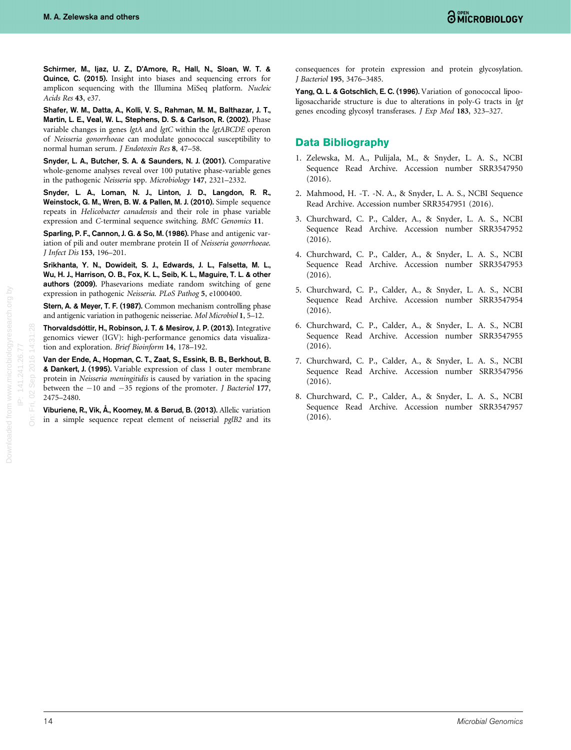**Schirmer, M., Ijaz, U. Z., D'Amore, R., Hall, N., Sloan, W. T. & Quince, C. (2015).** Insight into biases and sequencing errors for amplicon sequencing with the Illumina MiSeq platform. *Nucleic Acids Res* **43**, e37.

**Shafer, W. M., Datta, A., Kolli, V. S., Rahman, M. M., Balthazar, J. T., Martin, L. E., Veal, W. L., Stephens, D. S. & Carlson, R. (2002).** Phase variable changes in genes *lgtA* and *lgtC* within the *lgtABCDE* operon of *Neisseria gonorrhoeae* can modulate gonococcal susceptibility to normal human serum. *J Endotoxin Res* **8**, 47–58.

**Snyder, L. A., Butcher, S. A. & Saunders, N. J. (2001).** Comparative whole-genome analyses reveal over 100 putative phase-variable genes in the pathogenic *Neisseria* spp. *Microbiology* **147**, 2321–2332.

**Snyder, L. A., Loman, N. J., Linton, J. D., Langdon, R. R., Weinstock, G. M., Wren, B. W. & Pallen, M. J. (2010).** Simple sequence repeats in *Helicobacter canadensis* and their role in phase variable expression and *C*-terminal sequence switching. *BMC Genomics* **11**.

**Sparling, P. F., Cannon, J. G. & So, M. (1986).** Phase and antigenic variation of pili and outer membrane protein II of *Neisseria gonorrhoeae*. *J Infect Dis* **153**, 196–201.

**Srikhanta, Y. N., Dowideit, S. J., Edwards, J. L., Falsetta, M. L., Wu, H. J., Harrison, O. B., Fox, K. L., Seib, K. L., Maguire, T. L. & other authors (2009).** Phasevarions mediate random switching of gene expression in pathogenic *Neisseria*. *PLoS Pathog* **5**, e1000400.

**Stern, A. & Meyer, T. F. (1987).** Common mechanism controlling phase and antigenic variation in pathogenic neisseriae. *Mol Microbiol* **1**, 5–12.

**Thorvaldsdóttir, H., Robinson, J. T. & Mesirov, J. P. (2013).** Integrative genomics viewer (IGV): high-performance genomics data visualization and exploration. *Brief Bioinform* **14**, 178–192.

**Van der Ende, A., Hopman, C. T., Zaat, S., Essink, B. B., Berkhout, B. & Dankert, J. (1995).** Variable expression of class 1 outer membrane protein in *Neisseria meningitidis* is caused by variation in the spacing between the −10 and −35 regions of the promoter. *J Bacteriol* **177**, 2475–2480.

**Viburiene, R., Vik, Å., Koomey, M. & Børud, B. (2013).** Allelic variation in a simple sequence repeat element of neisserial *pglB2* and its consequences for protein expression and protein glycosylation. *J Bacteriol* **195**, 3476–3485.

**Yang, Q. L. & Gotschlich, E. C. (1996).** Variation of gonococcal lipooligosaccharide structure is due to alterations in poly-G tracts in *lgt* genes encoding glycosyl transferases. *J Exp Med* **183**, 323–327.

## Data Bibliography

1. Zelewska, M. A., Pulijala, M., & Snyder, L. A. S., NCBI Sequence Read Archive. Accession number SRR3547950 (2016).
2. Mahmood, H. -T. -N. A., & Snyder, L. A. S., NCBI Sequence Read Archive. Accession number SRR3547951 (2016).
3. Churchward, C. P., Calder, A., & Snyder, L. A. S., NCBI Sequence Read Archive. Accession number SRR3547952 (2016).
4. Churchward, C. P., Calder, A., & Snyder, L. A. S., NCBI Sequence Read Archive. Accession number SRR3547953 (2016).
5. Churchward, C. P., Calder, A., & Snyder, L. A. S., NCBI Sequence Read Archive. Accession number SRR3547954 (2016).
6. Churchward, C. P., Calder, A., & Snyder, L. A. S., NCBI Sequence Read Archive. Accession number SRR3547955 (2016).
7. Churchward, C. P., Calder, A., & Snyder, L. A. S., NCBI Sequence Read Archive. Accession number SRR3547956 (2016).
8. Churchward, C. P., Calder, A., & Snyder, L. A. S., NCBI Sequence Read Archive. Accession number SRR3547957 (2016).